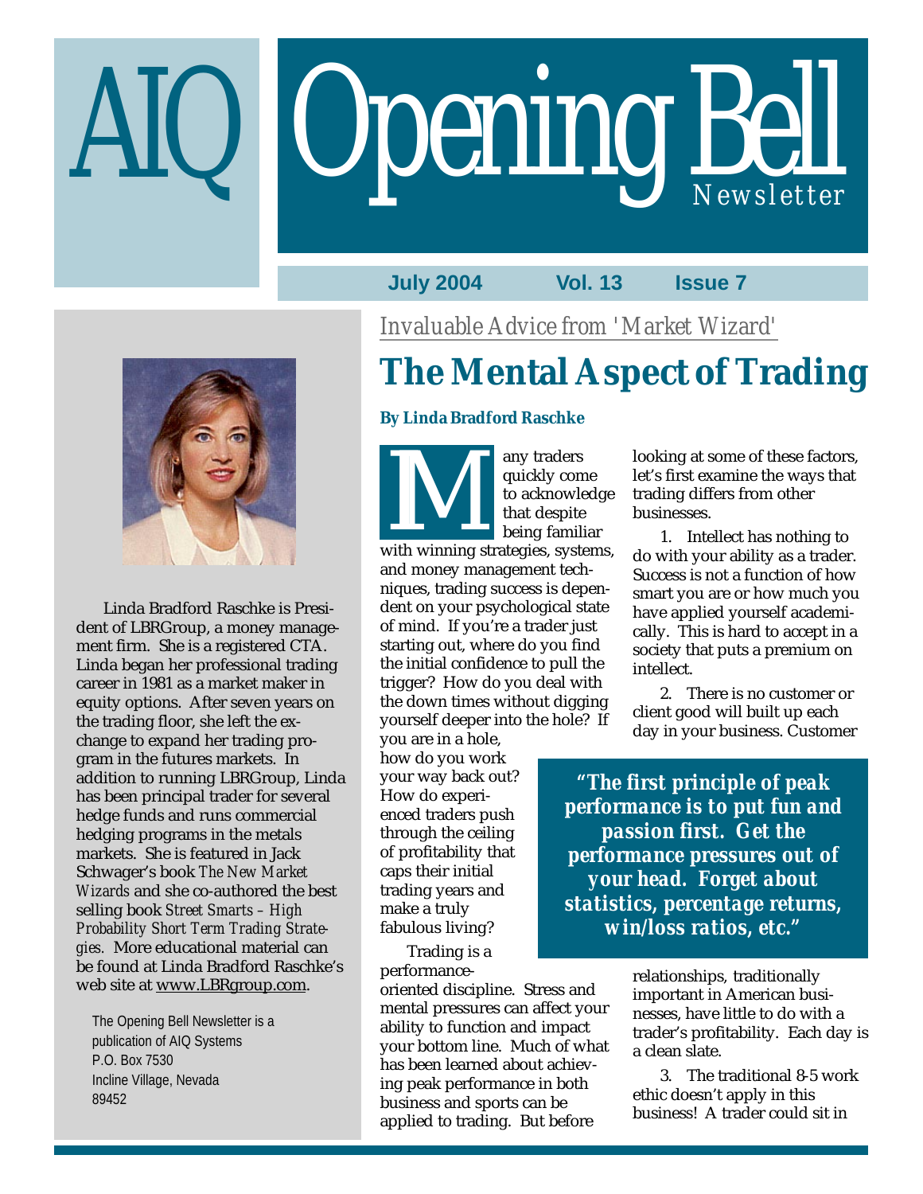# AIQ Opening Bell Newsletter

**July 2004 Vol. 13 Issue 7**

Linda Bradford Raschke is President of LBRGroup, a money management firm. She is a registered CTA. Linda began her professional trading career in 1981 as a market maker in equity options. After seven years on the trading floor, she left the exchange to expand her trading program in the futures markets. In addition to running LBRGroup, Linda has been principal trader for several hedge funds and runs commercial hedging programs in the metals markets. She is featured in Jack Schwager's book *The New Market Wizards* and she co-authored the best selling book *Street Smarts – High Probability Short Term Trading Strategies*. More educational material can be found at Linda Bradford Raschke's web site at www.LBRgroup.com.

The Opening Bell Newsletter is a publication of AIQ Systems
P.O. Box 7530
Incline Village, Nevada
89452

*Invaluable Advice from 'Market Wizard'*

## The Mental Aspect of Trading

**By Linda Bradford Raschke**

Many traders quickly come to acknowledge that despite being familiar with winning strategies, systems, and money management techniques, trading success is dependent on your psychological state of mind. If you're a trader just starting out, where do you find the initial confidence to pull the trigger? How do you deal with the down times without digging yourself deeper into the hole? If you are in a hole, how do you work your way back out? How do experienced traders push through the ceiling of profitability that caps their initial trading years and make a truly fabulous living?

Trading is a performance-oriented discipline. Stress and mental pressures can affect your ability to function and impact your bottom line. Much of what has been learned about achieving peak performance in both business and sports can be applied to trading. But before looking at some of these factors, let's first examine the ways that trading differs from other businesses.

1. Intellect has nothing to do with your ability as a trader. Success is not a function of how smart you are or how much you have applied yourself academically. This is hard to accept in a society that puts a premium on intellect.

2. There is no customer or client good will built up each day in your business. Customer relationships, traditionally important in American businesses, have little to do with a trader's profitability. Each day is a clean slate.

> ***"The first principle of peak performance is to put fun and passion first. Get the performance pressures out of your head. Forget about statistics, percentage returns, win/loss ratios, etc."***

3. The traditional 8-5 work ethic doesn't apply in this business! A trader could sit in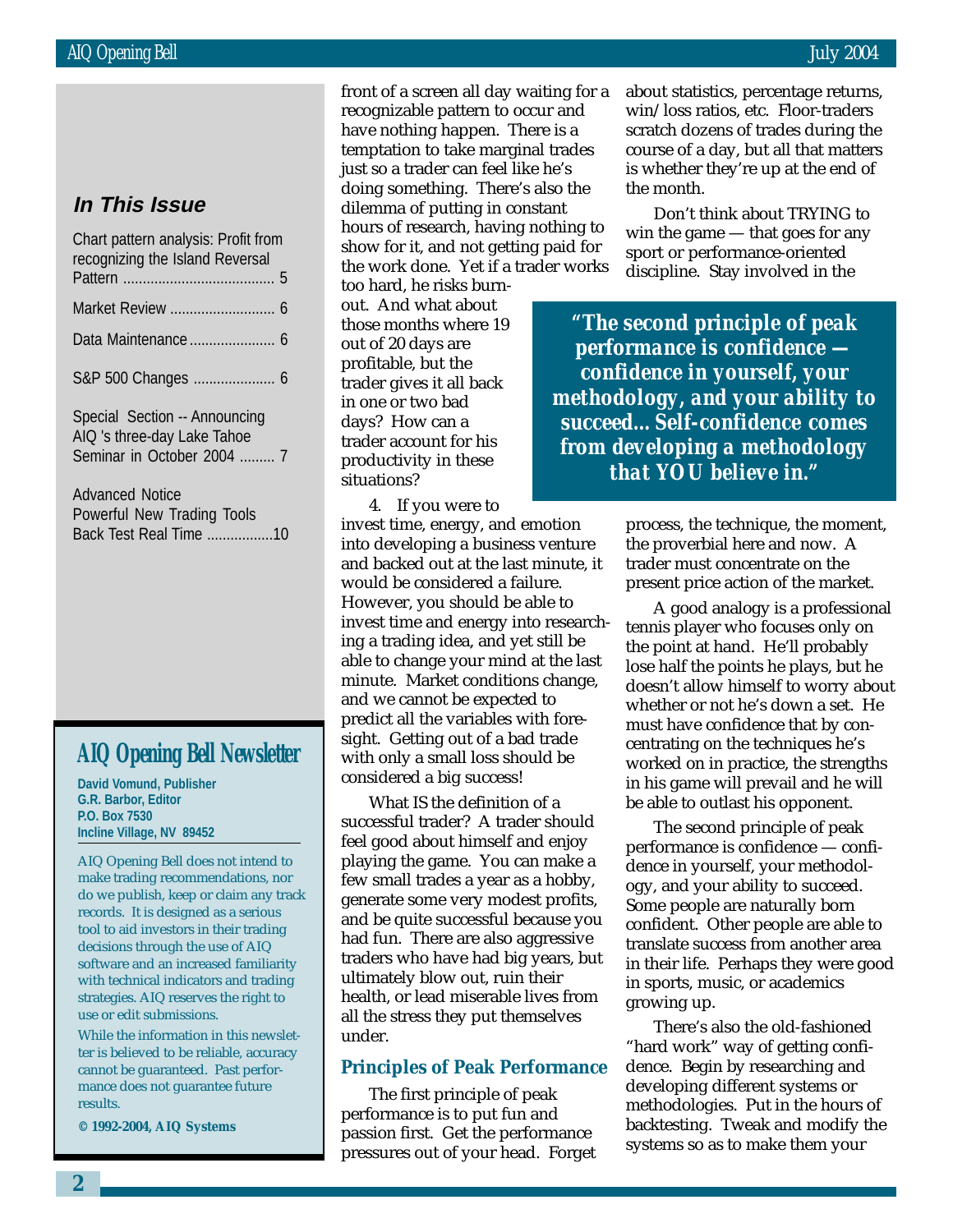## In This Issue

Chart pattern analysis: Profit from recognizing the Island Reversal Pattern ....................................... 5

Market Review ........................... 6

Data Maintenance ...................... 6

S&P 500 Changes ..................... 6

Special Section -- Announcing AIQ 's three-day Lake Tahoe Seminar in October 2004 ......... 7

Advanced Notice
Powerful New Trading Tools
Back Test Real Time .................10

## AIQ Opening Bell Newsletter

**David Vomund, Publisher**
**G.R. Barbor, Editor**
**P.O. Box 7530**
**Incline Village, NV 89452**

AIQ Opening Bell does not intend to make trading recommendations, nor do we publish, keep or claim any track records. It is designed as a serious tool to aid investors in their trading decisions through the use of AIQ software and an increased familiarity with technical indicators and trading strategies. AIQ reserves the right to use or edit submissions.

While the information in this newsletter is believed to be reliable, accuracy cannot be guaranteed. Past performance does not guarantee future results.

**© 1992-2004, AIQ Systems**

front of a screen all day waiting for a recognizable pattern to occur and have nothing happen. There is a temptation to take marginal trades just so a trader can feel like he's doing something. There's also the dilemma of putting in constant hours of research, having nothing to show for it, and not getting paid for the work done. Yet if a trader works too hard, he risks burnout. And what about those months where 19 out of 20 days are profitable, but the trader gives it all back in one or two bad days? How can a trader account for his productivity in these situations?

4. If you were to invest time, energy, and emotion into developing a business venture and backed out at the last minute, it would be considered a failure. However, you should be able to invest time and energy into researching a trading idea, and yet still be able to change your mind at the last minute. Market conditions change, and we cannot be expected to predict all the variables with foresight. Getting out of a bad trade with only a small loss should be considered a big success!

What IS the definition of a successful trader? A trader should feel good about himself and enjoy playing the game. You can make a few small trades a year as a hobby, generate some very modest profits, and be quite successful because you had fun. There are also aggressive traders who have had big years, but ultimately blow out, ruin their health, or lead miserable lives from all the stress they put themselves under.

### Principles of Peak Performance

The first principle of peak performance is to put fun and passion first. Get the performance pressures out of your head. Forget about statistics, percentage returns, win/loss ratios, etc. Floor-traders scratch dozens of trades during the course of a day, but all that matters is whether they're up at the end of the month.

Don't think about TRYING to win the game — that goes for any sport or performance-oriented discipline. Stay involved in the process, the technique, the moment, the proverbial here and now. A trader must concentrate on the present price action of the market.

> ***"The second principle of peak performance is confidence — confidence in yourself, your methodology, and your ability to succeed... Self-confidence comes from developing a methodology that YOU believe in."***

A good analogy is a professional tennis player who focuses only on the point at hand. He'll probably lose half the points he plays, but he doesn't allow himself to worry about whether or not he's down a set. He must have confidence that by concentrating on the techniques he's worked on in practice, the strengths in his game will prevail and he will be able to outlast his opponent.

The second principle of peak performance is confidence — confidence in yourself, your methodology, and your ability to succeed. Some people are naturally born confident. Other people are able to translate success from another area in their life. Perhaps they were good in sports, music, or academics growing up.

There's also the old-fashioned "hard work" way of getting confidence. Begin by researching and developing different systems or methodologies. Put in the hours of backtesting. Tweak and modify the systems so as to make them your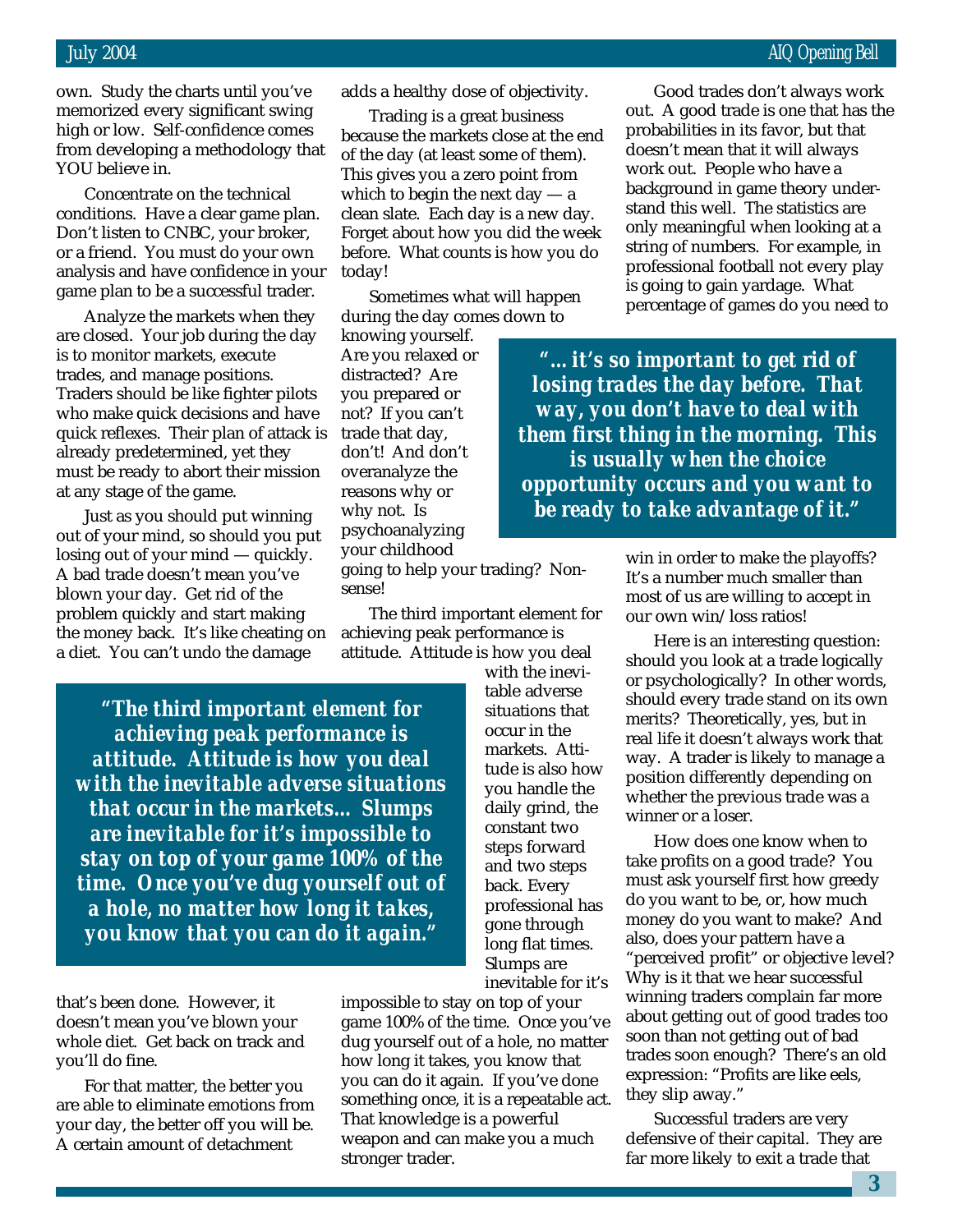own. Study the charts until you've memorized every significant swing high or low. Self-confidence comes from developing a methodology that YOU believe in.

Concentrate on the technical conditions. Have a clear game plan. Don't listen to CNBC, your broker, or a friend. You must do your own analysis and have confidence in your game plan to be a successful trader.

Analyze the markets when they are closed. Your job during the day is to monitor markets, execute trades, and manage positions. Traders should be like fighter pilots who make quick decisions and have quick reflexes. Their plan of attack is already predetermined, yet they must be ready to abort their mission at any stage of the game.

Just as you should put winning out of your mind, so should you put losing out of your mind — quickly. A bad trade doesn't mean you've blown your day. Get rid of the problem quickly and start making the money back. It's like cheating on a diet. You can't undo the damage that's been done. However, it doesn't mean you've blown your whole diet. Get back on track and you'll do fine.

For that matter, the better you are able to eliminate emotions from your day, the better off you will be. A certain amount of detachment adds a healthy dose of objectivity.

Trading is a great business because the markets close at the end of the day (at least some of them). This gives you a zero point from which to begin the next day — a clean slate. Each day is a new day. Forget about how you did the week before. What counts is how you do today!

Sometimes what will happen during the day comes down to knowing yourself. Are you relaxed or distracted? Are you prepared or not? If you can't trade that day, don't! And don't overanalyze the reasons why or why not. Is psychoanalyzing your childhood going to help your trading? Nonsense!

> ***"...it's so important to get rid of losing trades the day before. That way, you don't have to deal with them first thing in the morning. This is usually when the choice opportunity occurs and you want to be ready to take advantage of it."***

The third important element for achieving peak performance is attitude. Attitude is how you deal with the inevitable adverse situations that occur in the markets. Attitude is also how you handle the daily grind, the constant two steps forward and two steps back. Every professional has gone through long flat times. Slumps are inevitable for it's impossible to stay on top of your game 100% of the time. Once you've dug yourself out of a hole, no matter how long it takes, you know that you can do it again. If you've done something once, it is a repeatable act. That knowledge is a powerful weapon and can make you a much stronger trader.

> ***"The third important element for achieving peak performance is attitude. Attitude is how you deal with the inevitable adverse situations that occur in the markets... Slumps are inevitable for it's impossible to stay on top of your game 100% of the time. Once you've dug yourself out of a hole, no matter how long it takes, you know that you can do it again."***

Good trades don't always work out. A good trade is one that has the probabilities in its favor, but that doesn't mean that it will always work out. People who have a background in game theory understand this well. The statistics are only meaningful when looking at a string of numbers. For example, in professional football not every play is going to gain yardage. What percentage of games do you need to win in order to make the playoffs? It's a number much smaller than most of us are willing to accept in our own win/loss ratios!

Here is an interesting question: should you look at a trade logically or psychologically? In other words, should every trade stand on its own merits? Theoretically, yes, but in real life it doesn't always work that way. A trader is likely to manage a position differently depending on whether the previous trade was a winner or a loser.

How does one know when to take profits on a good trade? You must ask yourself first how greedy do you want to be, or, how much money do you want to make? And also, does your pattern have a "perceived profit" or objective level? Why is it that we hear successful winning traders complain far more about getting out of good trades too soon than not getting out of bad trades soon enough? There's an old expression: "Profits are like eels, they slip away."

Successful traders are very defensive of their capital. They are far more likely to exit a trade that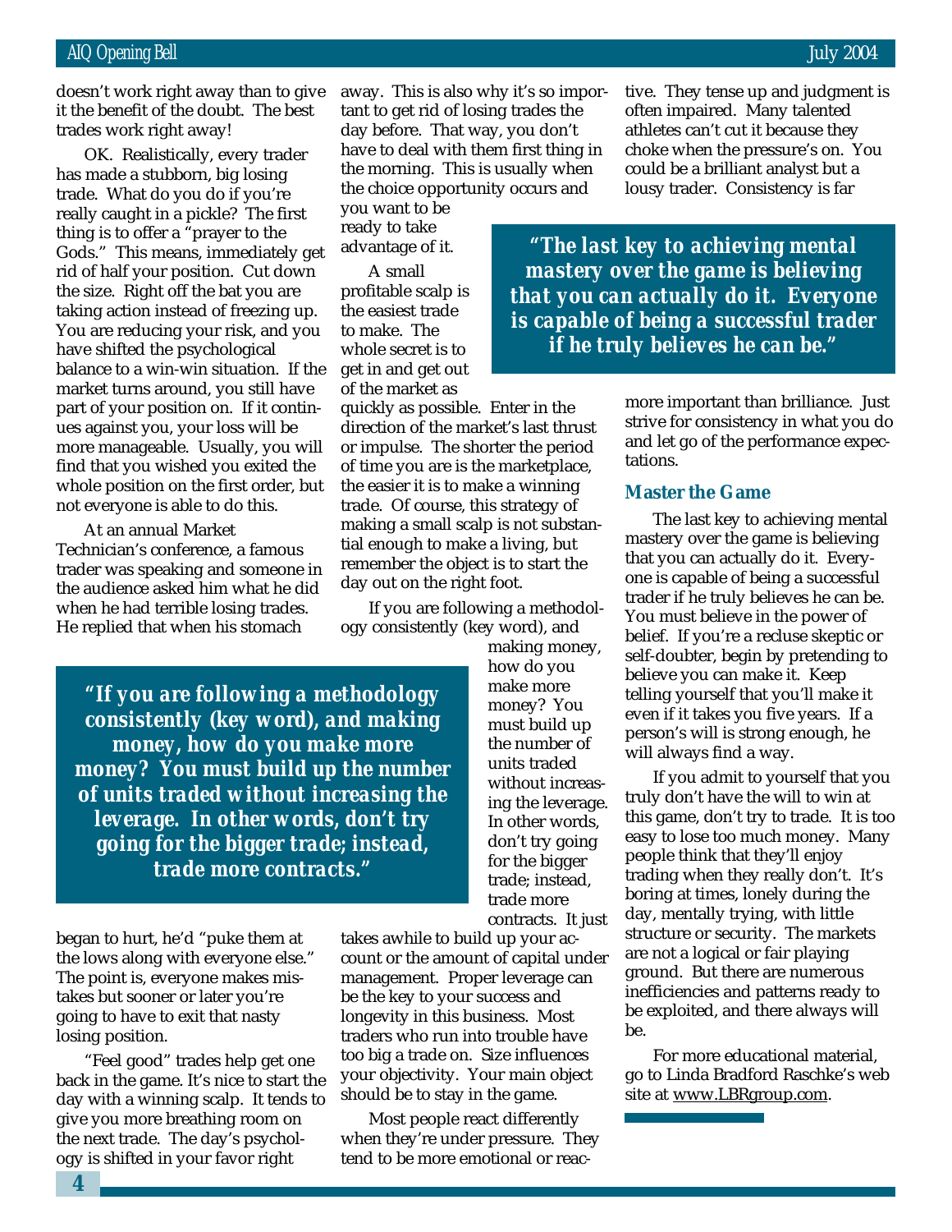doesn't work right away than to give it the benefit of the doubt. The best trades work right away!

OK. Realistically, every trader has made a stubborn, big losing trade. What do you do if you're really caught in a pickle? The first thing is to offer a "prayer to the Gods." This means, immediately get rid of half your position. Cut down the size. Right off the bat you are taking action instead of freezing up. You are reducing your risk, and you have shifted the psychological balance to a win-win situation. If the market turns around, you still have part of your position on. If it continues against you, your loss will be more manageable. Usually, you will find that you wished you exited the whole position on the first order, but not everyone is able to do this.

At an annual Market Technician's conference, a famous trader was speaking and someone in the audience asked him what he did when he had terrible losing trades. He replied that when his stomach began to hurt, he'd "puke them at the lows along with everyone else." The point is, everyone makes mistakes but sooner or later you're going to have to exit that nasty losing position.

"Feel good" trades help get one back in the game. It's nice to start the day with a winning scalp. It tends to give you more breathing room on the next trade. The day's psychology is shifted in your favor right away. This is also why it's so important to get rid of losing trades the day before. That way, you don't have to deal with them first thing in the morning. This is usually when the choice opportunity occurs and you want to be ready to take advantage of it.

A small profitable scalp is the easiest trade to make. The whole secret is to get in and get out of the market as quickly as possible. Enter in the direction of the market's last thrust or impulse. The shorter the period of time you are is the marketplace, the easier it is to make a winning trade. Of course, this strategy of making a small scalp is not substantial enough to make a living, but remember the object is to start the day out on the right foot.

If you are following a methodology consistently (key word), and making money, how do you make more money? You must build up the number of units traded without increasing the leverage. In other words, don't try going for the bigger trade; instead, trade more contracts. It just takes awhile to build up your account or the amount of capital under management. Proper leverage can be the key to your success and longevity in this business. Most traders who run into trouble have too big a trade on. Size influences your objectivity. Your main object should be to stay in the game.

> ***"If you are following a methodology consistently (key word), and making money, how do you make more money? You must build up the number of units traded without increasing the leverage. In other words, don't try going for the bigger trade; instead, trade more contracts."***

Most people react differently when they're under pressure. They tend to be more emotional or reactive. They tense up and judgment is often impaired. Many talented athletes can't cut it because they choke when the pressure's on. You could be a brilliant analyst but a lousy trader. Consistency is far more important than brilliance. Just strive for consistency in what you do and let go of the performance expectations.

> ***"The last key to achieving mental mastery over the game is believing that you can actually do it. Everyone is capable of being a successful trader if he truly believes he can be."***

### Master the Game

The last key to achieving mental mastery over the game is believing that you can actually do it. Everyone is capable of being a successful trader if he truly believes he can be. You must believe in the power of belief. If you're a recluse skeptic or self-doubter, begin by pretending to believe you can make it. Keep telling yourself that you'll make it even if it takes you five years. If a person's will is strong enough, he will always find a way.

If you admit to yourself that you truly don't have the will to win at this game, don't try to trade. It is too easy to lose too much money. Many people think that they'll enjoy trading when they really don't. It's boring at times, lonely during the day, mentally trying, with little structure or security. The markets are not a logical or fair playing ground. But there are numerous inefficiencies and patterns ready to be exploited, and there always will be.

For more educational material, go to Linda Bradford Raschke's web site at www.LBRgroup.com.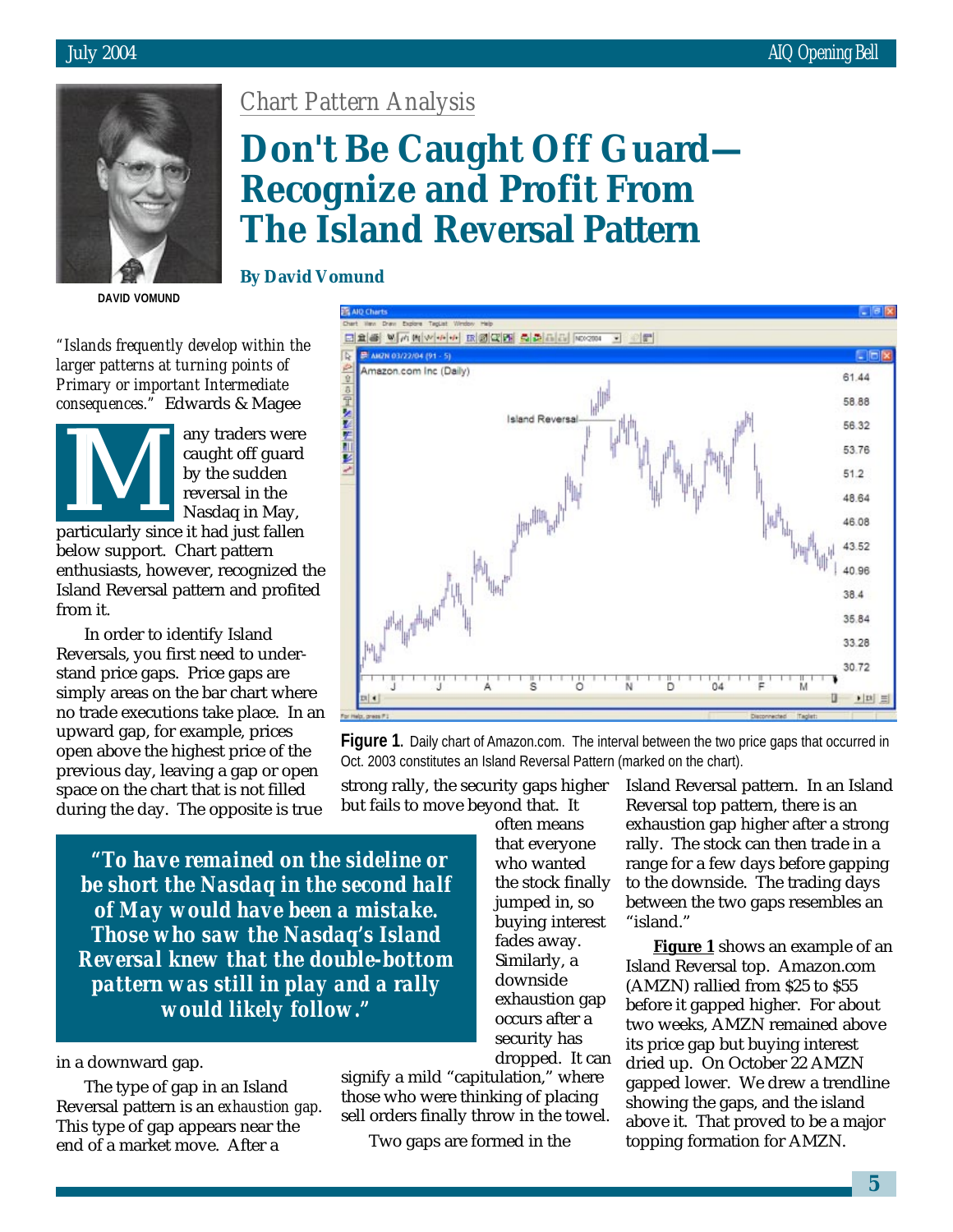*Chart Pattern Analysis*

# Don't Be Caught Off Guard—Recognize and Profit From The Island Reversal Pattern

**By David Vomund**

DAVID VOMUND

*"Islands frequently develop within the larger patterns at turning points of Primary or important Intermediate consequences."* Edwards & Magee

Many traders were caught off guard by the sudden reversal in the Nasdaq in May, particularly since it had just fallen below support. Chart pattern enthusiasts, however, recognized the Island Reversal pattern and profited from it.

In order to identify Island Reversals, you first need to understand price gaps. Price gaps are simply areas on the bar chart where no trade executions take place. In an upward gap, for example, prices open above the highest price of the previous day, leaving a gap or open space on the chart that is not filled during the day. The opposite is true in a downward gap.

> ***"To have remained on the sideline or be short the Nasdaq in the second half of May would have been a mistake. Those who saw the Nasdaq's Island Reversal knew that the double-bottom pattern was still in play and a rally would likely follow."***

The type of gap in an Island Reversal pattern is an *exhaustion gap*. This type of gap appears near the end of a market move. After a strong rally, the security gaps higher but fails to move beyond that. It often means that everyone who wanted the stock finally jumped in, so buying interest fades away. Similarly, a downside exhaustion gap occurs after a security has dropped. It can signify a mild "capitulation," where those who were thinking of placing sell orders finally throw in the towel.

Two gaps are formed in the Island Reversal pattern. In an Island Reversal top pattern, there is an exhaustion gap higher after a strong rally. The stock can then trade in a range for a few days before gapping to the downside. The trading days between the two gaps resembles an "island."

**Figure 1** shows an example of an Island Reversal top. Amazon.com (AMZN) rallied from $25 to $55 before it gapped higher. For about two weeks, AMZN remained above its price gap but buying interest dried up. On October 22 AMZN gapped lower. We drew a trendline showing the gaps, and the island above it. That proved to be a major topping formation for AMZN.

**Figure 1.** Daily chart of Amazon.com. The interval between the two price gaps that occurred in Oct. 2003 constitutes an Island Reversal Pattern (marked on the chart).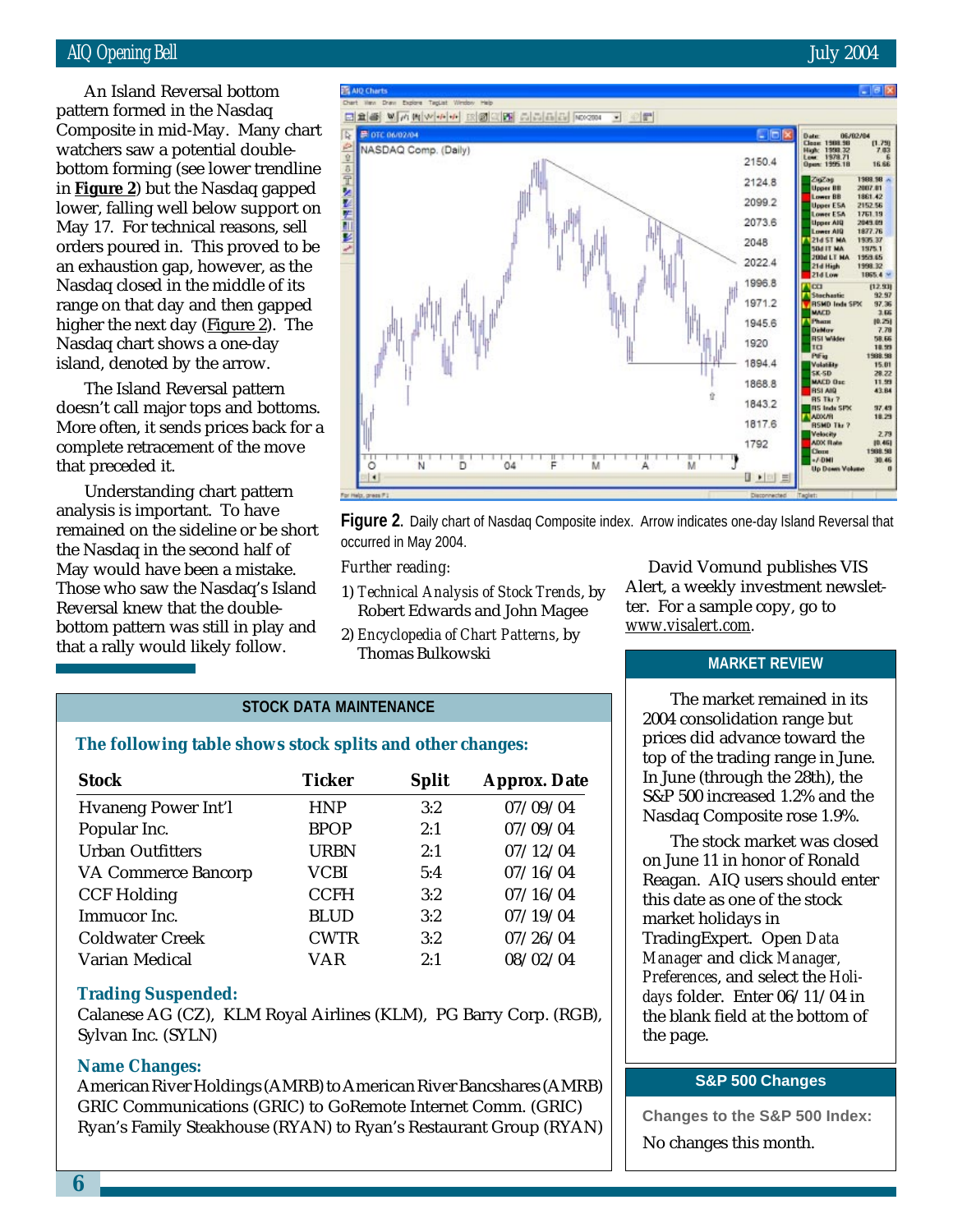An Island Reversal bottom pattern formed in the Nasdaq Composite in mid-May. Many chart watchers saw a potential double-bottom forming (see lower trendline in **Figure 2**) but the Nasdaq gapped lower, falling well below support on May 17. For technical reasons, sell orders poured in. This proved to be an exhaustion gap, however, as the Nasdaq closed in the middle of its range on that day and then gapped higher the next day (Figure 2). The Nasdaq chart shows a one-day island, denoted by the arrow.

The Island Reversal pattern doesn't call major tops and bottoms. More often, it sends prices back for a complete retracement of the move that preceded it.

Understanding chart pattern analysis is important. To have remained on the sideline or be short the Nasdaq in the second half of May would have been a mistake. Those who saw the Nasdaq's Island Reversal knew that the double-bottom pattern was still in play and that a rally would likely follow.

**Figure 2.** Daily chart of Nasdaq Composite index. Arrow indicates one-day Island Reversal that occurred in May 2004.

*Further reading:*

1) *Technical Analysis of Stock Trends*, by Robert Edwards and John Magee
2) *Encyclopedia of Chart Patterns*, by Thomas Bulkowski

David Vomund publishes VIS Alert, a weekly investment newsletter. For a sample copy, go to www.visalert.com.

## STOCK DATA MAINTENANCE

### The following table shows stock splits and other changes:

| Stock | Ticker | Split | Approx. Date |
|---|---|---|---|
| Hvaneng Power Int'l | HNP | 3:2 | 07/09/04 |
| Popular Inc. | BPOP | 2:1 | 07/09/04 |
| Urban Outfitters | URBN | 2:1 | 07/12/04 |
| VA Commerce Bancorp | VCBI | 5:4 | 07/16/04 |
| CCF Holding | CCFH | 3:2 | 07/16/04 |
| Immucor Inc. | BLUD | 3:2 | 07/19/04 |
| Coldwater Creek | CWTR | 3:2 | 07/26/04 |
| Varian Medical | VAR | 2:1 | 08/02/04 |

**Trading Suspended:**

Calanese AG (CZ), KLM Royal Airlines (KLM), PG Barry Corp. (RGB), Sylvan Inc. (SYLN)

**Name Changes:**

American River Holdings (AMRB) to American River Bancshares (AMRB)
GRIC Communications (GRIC) to GoRemote Internet Comm. (GRIC)
Ryan's Family Steakhouse (RYAN) to Ryan's Restaurant Group (RYAN)

## MARKET REVIEW

The market remained in its 2004 consolidation range but prices did advance toward the top of the trading range in June. In June (through the 28th), the S&P 500 increased 1.2% and the Nasdaq Composite rose 1.9%.

The stock market was closed on June 11 in honor of Ronald Reagan. AIQ users should enter this date as one of the stock market holidays in TradingExpert. Open *Data Manager* and click *Manager, Preferences*, and select the *Holidays* folder. Enter 06/11/04 in the blank field at the bottom of the page.

## S&P 500 Changes

**Changes to the S&P 500 Index:**

No changes this month.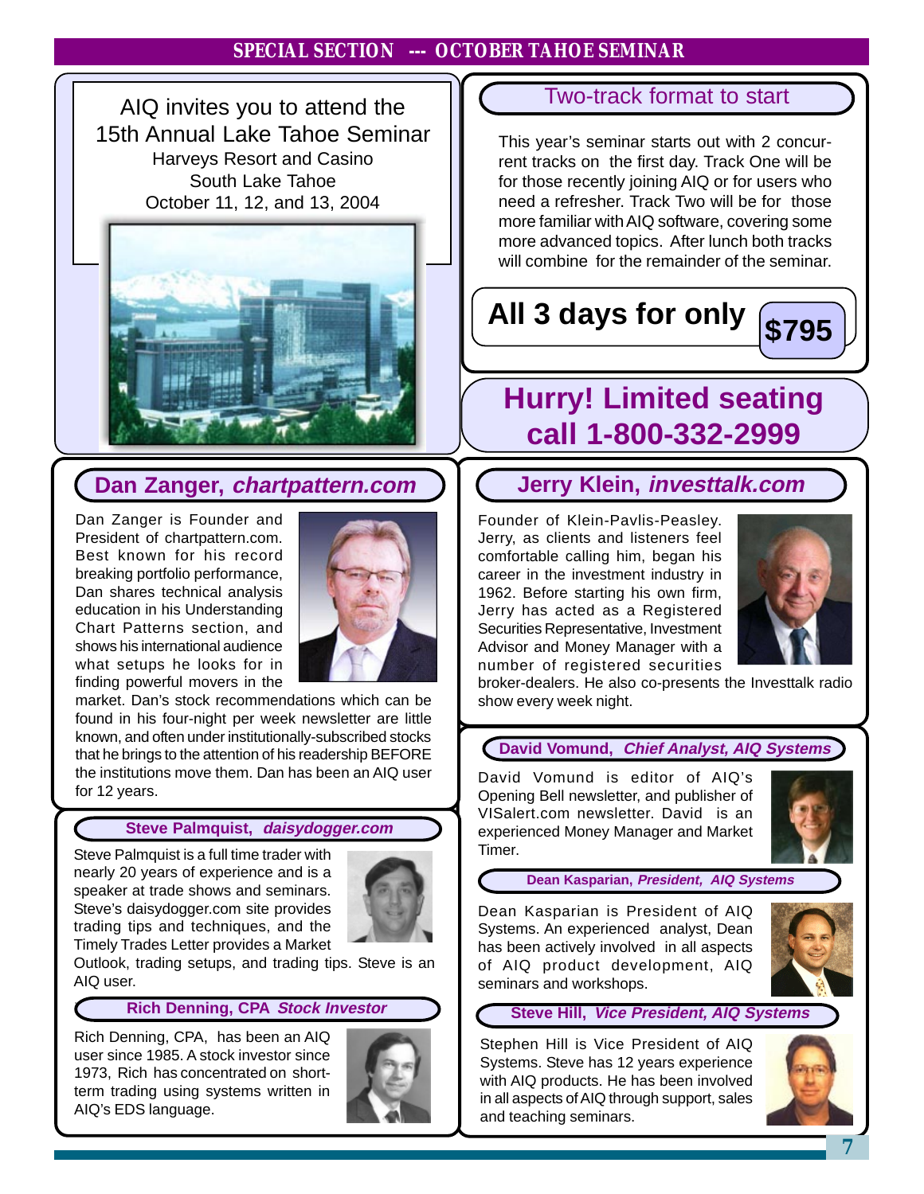## SPECIAL SECTION --- OCTOBER TAHOE SEMINAR

AIQ invites you to attend the
15th Annual Lake Tahoe Seminar
Harveys Resort and Casino
South Lake Tahoe
October 11, 12, and 13, 2004

### Two-track format to start

This year's seminar starts out with 2 concurrent tracks on the first day. Track One will be for those recently joining AIQ or for users who need a refresher. Track Two will be for those more familiar with AIQ software, covering some more advanced topics. After lunch both tracks will combine for the remainder of the seminar.

**All 3 days for only $795**

## Hurry! Limited seating call 1-800-332-2999

### Dan Zanger, *chartpattern.com*

Dan Zanger is Founder and President of chartpattern.com. Best known for his record breaking portfolio performance, Dan shares technical analysis education in his Understanding Chart Patterns section, and shows his international audience what setups he looks for in finding powerful movers in the market. Dan's stock recommendations which can be found in his four-night per week newsletter are little known, and often under institutionally-subscribed stocks that he brings to the attention of his readership BEFORE the institutions move them. Dan has been an AIQ user for 12 years.

### Steve Palmquist, *daisydogger.com*

Steve Palmquist is a full time trader with nearly 20 years of experience and is a speaker at trade shows and seminars. Steve's daisydogger.com site provides trading tips and techniques, and the Timely Trades Letter provides a Market Outlook, trading setups, and trading tips. Steve is an AIQ user.

### Rich Denning, CPA *Stock Investor*

Rich Denning, CPA, has been an AIQ user since 1985. A stock investor since 1973, Rich has concentrated on short-term trading using systems written in AIQ's EDS language.

### Jerry Klein, *investtalk.com*

Founder of Klein-Pavlis-Peasley. Jerry, as clients and listeners feel comfortable calling him, began his career in the investment industry in 1962. Before starting his own firm, Jerry has acted as a Registered Securities Representative, Investment Advisor and Money Manager with a number of registered securities broker-dealers. He also co-presents the Investtalk radio show every week night.

### David Vomund, *Chief Analyst, AIQ Systems*

David Vomund is editor of AIQ's Opening Bell newsletter, and publisher of VISalert.com newsletter. David is an experienced Money Manager and Market Timer.

### Dean Kasparian, *President, AIQ Systems*

Dean Kasparian is President of AIQ Systems. An experienced analyst, Dean has been actively involved in all aspects of AIQ product development, AIQ seminars and workshops.

### Steve Hill, *Vice President, AIQ Systems*

Stephen Hill is Vice President of AIQ Systems. Steve has 12 years experience with AIQ products. He has been involved in all aspects of AIQ through support, sales and teaching seminars.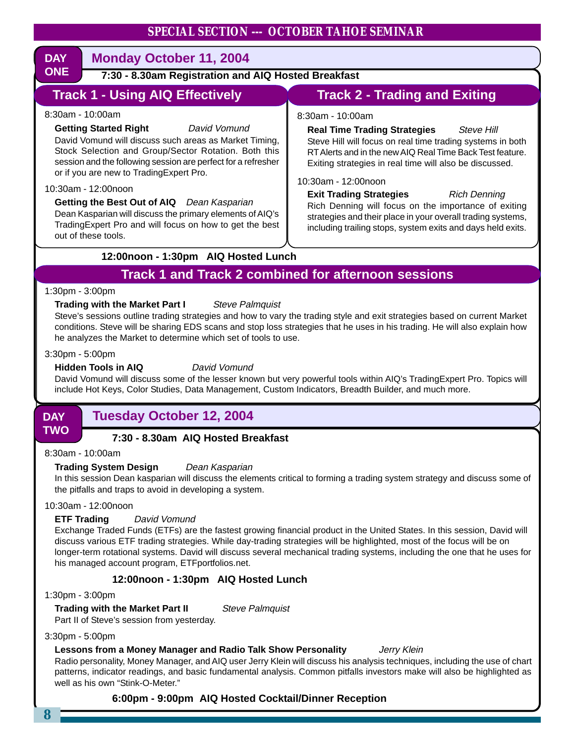## SPECIAL SECTION --- OCTOBER TAHOE SEMINAR

## DAY ONE — Monday October 11, 2004

**7:30 - 8.30am Registration and AIQ Hosted Breakfast**

### Track 1 - Using AIQ Effectively

8:30am - 10:00am

**Getting Started Right** *David Vomund*
David Vomund will discuss such areas as Market Timing, Stock Selection and Group/Sector Rotation. Both this session and the following session are perfect for a refresher or if you are new to TradingExpert Pro.

10:30am - 12:00noon

**Getting the Best Out of AIQ** *Dean Kasparian*
Dean Kasparian will discuss the primary elements of AIQ's TradingExpert Pro and will focus on how to get the best out of these tools.

### Track 2 - Trading and Exiting

8:30am - 10:00am

**Real Time Trading Strategies** *Steve Hill*
Steve Hill will focus on real time trading systems in both RT Alerts and in the new AIQ Real Time Back Test feature. Exiting strategies in real time will also be discussed.

10:30am - 12:00noon

**Exit Trading Strategies** *Rich Denning*
Rich Denning will focus on the importance of exiting strategies and their place in your overall trading systems, including trailing stops, system exits and days held exits.

**12:00noon - 1:30pm AIQ Hosted Lunch**

### Track 1 and Track 2 combined for afternoon sessions

1:30pm - 3:00pm

**Trading with the Market Part I** *Steve Palmquist*
Steve's sessions outline trading strategies and how to vary the trading style and exit strategies based on current Market conditions. Steve will be sharing EDS scans and stop loss strategies that he uses in his trading. He will also explain how he analyzes the Market to determine which set of tools to use.

3:30pm - 5:00pm

**Hidden Tools in AIQ** *David Vomund*
David Vomund will discuss some of the lesser known but very powerful tools within AIQ's TradingExpert Pro. Topics will include Hot Keys, Color Studies, Data Management, Custom Indicators, Breadth Builder, and much more.

## DAY TWO — Tuesday October 12, 2004

**7:30 - 8.30am AIQ Hosted Breakfast**

8:30am - 10:00am

**Trading System Design** *Dean Kasparian*
In this session Dean kasparian will discuss the elements critical to forming a trading system strategy and discuss some of the pitfalls and traps to avoid in developing a system.

10:30am - 12:00noon

**ETF Trading** *David Vomund*
Exchange Traded Funds (ETFs) are the fastest growing financial product in the United States. In this session, David will discuss various ETF trading strategies. While day-trading strategies will be highlighted, most of the focus will be on longer-term rotational systems. David will discuss several mechanical trading systems, including the one that he uses for his managed account program, ETFportfolios.net.

**12:00noon - 1:30pm AIQ Hosted Lunch**

1:30pm - 3:00pm

**Trading with the Market Part II** *Steve Palmquist*
Part II of Steve's session from yesterday.

3:30pm - 5:00pm

**Lessons from a Money Manager and Radio Talk Show Personality** *Jerry Klein*
Radio personality, Money Manager, and AIQ user Jerry Klein will discuss his analysis techniques, including the use of chart patterns, indicator readings, and basic fundamental analysis. Common pitfalls investors make will also be highlighted as well as his own "Stink-O-Meter."

**6:00pm - 9:00pm AIQ Hosted Cocktail/Dinner Reception**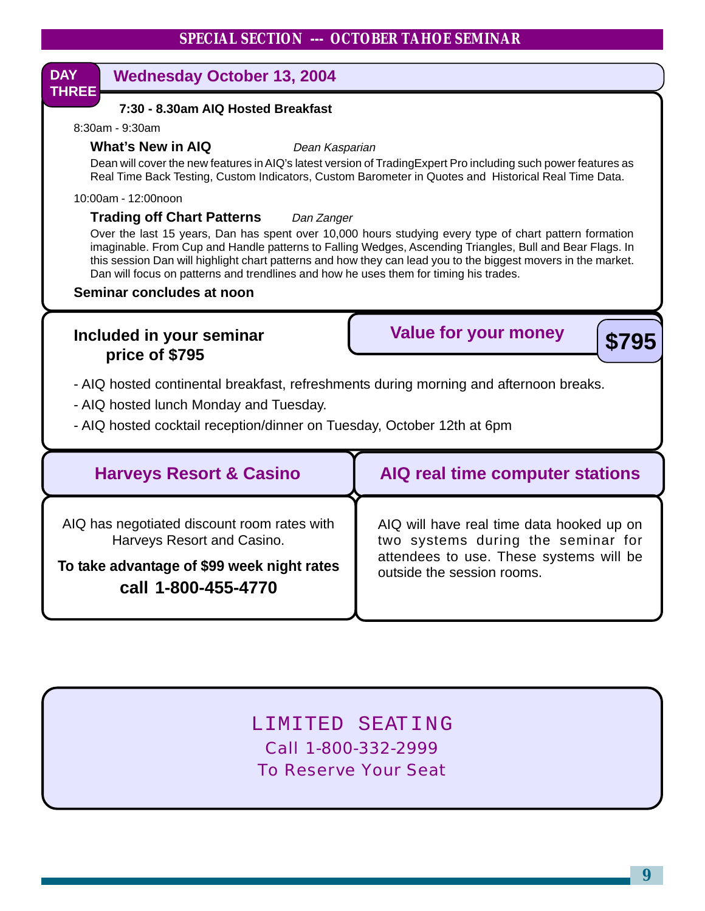## SPECIAL SECTION --- OCTOBER TAHOE SEMINAR

## DAY THREE — Wednesday October 13, 2004

**7:30 - 8.30am AIQ Hosted Breakfast**

8:30am - 9:30am

**What's New in AIQ** *Dean Kasparian*

Dean will cover the new features in AIQ's latest version of TradingExpert Pro including such power features as Real Time Back Testing, Custom Indicators, Custom Barometer in Quotes and Historical Real Time Data.

10:00am - 12:00noon

**Trading off Chart Patterns** *Dan Zanger*

Over the last 15 years, Dan has spent over 10,000 hours studying every type of chart pattern formation imaginable. From Cup and Handle patterns to Falling Wedges, Ascending Triangles, Bull and Bear Flags. In this session Dan will highlight chart patterns and how they can lead you to the biggest movers in the market. Dan will focus on patterns and trendlines and how he uses them for timing his trades.

**Seminar concludes at noon**

### Included in your seminar price of $795

### Value for your money — $795

- AIQ hosted continental breakfast, refreshments during morning and afternoon breaks.
- AIQ hosted lunch Monday and Tuesday.
- AIQ hosted cocktail reception/dinner on Tuesday, October 12th at 6pm

### Harveys Resort & Casino

AIQ has negotiated discount room rates with Harveys Resort and Casino.

**To take advantage of $99 week night rates call 1-800-455-4770**

### AIQ real time computer stations

AIQ will have real time data hooked up on two systems during the seminar for attendees to use. These systems will be outside the session rooms.

LIMITED SEATING

Call 1-800-332-2999

To Reserve Your Seat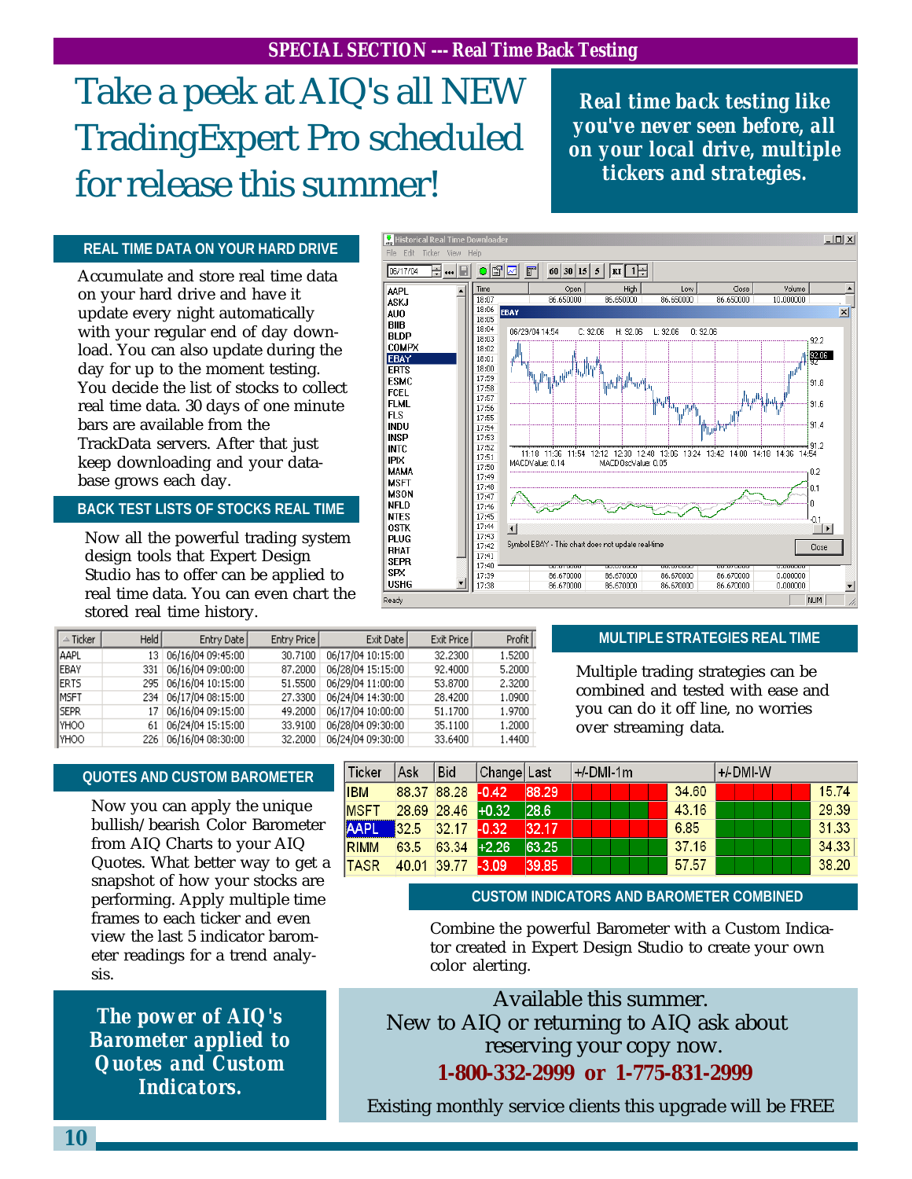**SPECIAL SECTION --- Real Time Back Testing**

# Take a peek at AIQ's all NEW TradingExpert Pro scheduled for release this summer!

***Real time back testing like you've never seen before, all on your local drive, multiple tickers and strategies.***

## REAL TIME DATA ON YOUR HARD DRIVE

Accumulate and store real time data on your hard drive and have it update every night automatically with your regular end of day download. You can also update during the day for up to the moment testing. You decide the list of stocks to collect real time data. 30 days of one minute bars are available from the TrackData servers. After that just keep downloading and your database grows each day.

## BACK TEST LISTS OF STOCKS REAL TIME

Now all the powerful trading system design tools that Expert Design Studio has to offer can be applied to real time data. You can even chart the stored real time history.

| Ticker | Held | Entry Date | Entry Price | Exit Date | Exit Price | Profit |
|---|---|---|---|---|---|---|
| AAPL | 13 | 06/16/04 09:45:00 | 30.7100 | 06/17/04 10:15:00 | 32.2300 | 1.5200 |
| EBAY | 331 | 06/16/04 09:00:00 | 87.2000 | 06/28/04 15:15:00 | 92.4000 | 5.2000 |
| ERTS | 295 | 06/16/04 10:15:00 | 51.5500 | 06/29/04 11:00:00 | 53.8700 | 2.3200 |
| MSFT | 234 | 06/17/04 08:15:00 | 27.3300 | 06/24/04 14:30:00 | 28.4200 | 1.0900 |
| SEPR | 17 | 06/16/04 09:15:00 | 49.2000 | 06/17/04 10:00:00 | 51.1700 | 1.9700 |
| YHOO | 61 | 06/24/04 15:15:00 | 33.9100 | 06/28/04 09:30:00 | 35.1100 | 1.2000 |
| YHOO | 226 | 06/16/04 08:30:00 | 32.2000 | 06/24/04 09:30:00 | 33.6400 | 1.4400 |

## MULTIPLE STRATEGIES REAL TIME

Multiple trading strategies can be combined and tested with ease and you can do it off line, no worries over streaming data.

## QUOTES AND CUSTOM BAROMETER

Now you can apply the unique bullish/bearish Color Barometer from AIQ Charts to your AIQ Quotes. What better way to get a snapshot of how your stocks are performing. Apply multiple time frames to each ticker and even view the last 5 indicator barometer readings for a trend analysis.

| Ticker | Ask | Bid | Change | Last | +/-DMI-1m | +/-DMI-W |
|---|---|---|---|---|---|---|
| IBM | 88.37 | 88.28 | -0.42 | 88.29 | 34.60 | 15.74 |
| MSFT | 28.69 | 28.46 | +0.32 | 28.6 | 43.16 | 29.39 |
| AAPL | 32.5 | 32.17 | -0.32 | 32.17 | 6.85 | 31.33 |
| RIMM | 63.5 | 63.34 | +2.26 | 63.25 | 37.16 | 34.33 |
| TASR | 40.01 | 39.77 | -3.09 | 39.85 | 57.57 | 38.20 |

## CUSTOM INDICATORS AND BAROMETER COMBINED

Combine the powerful Barometer with a Custom Indicator created in Expert Design Studio to create your own color alerting.

***The power of AIQ's Barometer applied to Quotes and Custom Indicators.***

Available this summer.
New to AIQ or returning to AIQ ask about reserving your copy now.

**1-800-332-2999 or 1-775-831-2999**

Existing monthly service clients this upgrade will be FREE